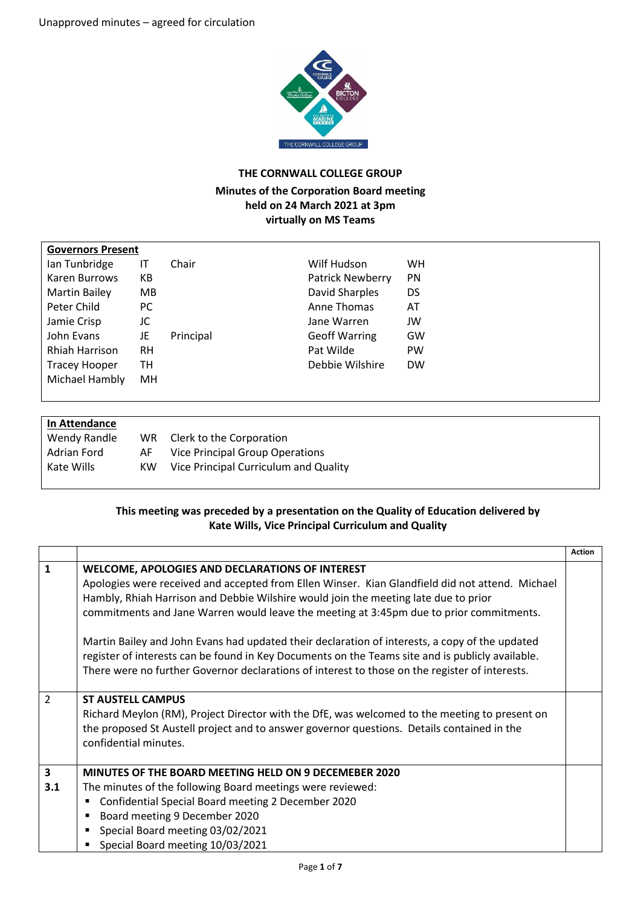Unapproved minutes – agreed for circulation

**THE CORNWALL COLLEGE GROUP**

**Minutes of the Corporation Board meeting held on 24 March 2021 at 3pm virtually on MS Teams**

| **Governors Present** | | | | |
|---|---|---|---|---|
| Ian Tunbridge | IT | Chair | Wilf Hudson | WH |
| Karen Burrows | KB | | Patrick Newberry | PN |
| Martin Bailey | MB | | David Sharples | DS |
| Peter Child | PC | | Anne Thomas | AT |
| Jamie Crisp | JC | | Jane Warren | JW |
| John Evans | JE | Principal | Geoff Warring | GW |
| Rhiah Harrison | RH | | Pat Wilde | PW |
| Tracey Hooper | TH | | Debbie Wilshire | DW |
| Michael Hambly | MH | | | |

| **In Attendance** | | |
|---|---|---|
| Wendy Randle | WR | Clerk to the Corporation |
| Adrian Ford | AF | Vice Principal Group Operations |
| Kate Wills | KW | Vice Principal Curriculum and Quality |

**This meeting was preceded by a presentation on the Quality of Education delivered by Kate Wills, Vice Principal Curriculum and Quality**

| | | Action |
|---|---|---|
| **1** | **WELCOME, APOLOGIES AND DECLARATIONS OF INTEREST**<br>Apologies were received and accepted from Ellen Winser. Kian Glandfield did not attend. Michael Hambly, Rhiah Harrison and Debbie Wilshire would join the meeting late due to prior commitments and Jane Warren would leave the meeting at 3:45pm due to prior commitments.<br><br>Martin Bailey and John Evans had updated their declaration of interests, a copy of the updated register of interests can be found in Key Documents on the Teams site and is publicly available. There were no further Governor declarations of interest to those on the register of interests. | |
| 2 | **ST AUSTELL CAMPUS**<br>Richard Meylon (RM), Project Director with the DfE, was welcomed to the meeting to present on the proposed St Austell project and to answer governor questions. Details contained in the confidential minutes. | |
| **3**<br>**3.1** | **MINUTES OF THE BOARD MEETING HELD ON 9 DECEMEBER 2020**<br>The minutes of the following Board meetings were reviewed:<br>▪ Confidential Special Board meeting 2 December 2020<br>▪ Board meeting 9 December 2020<br>▪ Special Board meeting 03/02/2021<br>▪ Special Board meeting 10/03/2021 | |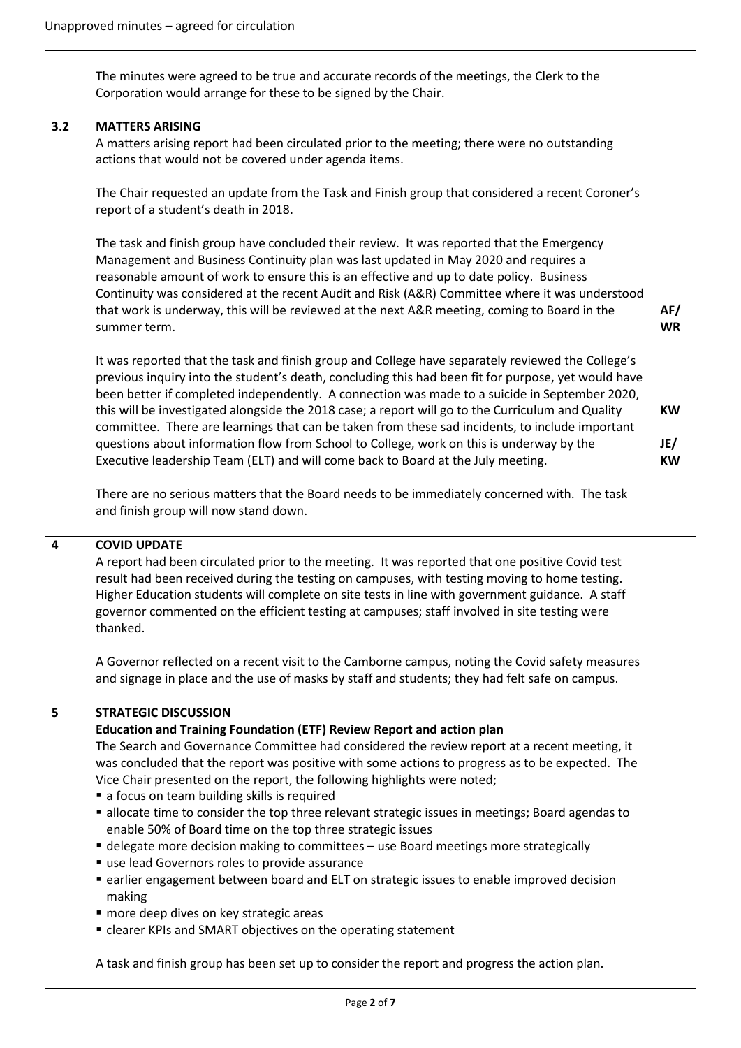Unapproved minutes – agreed for circulation

| | | |
|---|---|---|
| | The minutes were agreed to be true and accurate records of the meetings, the Clerk to the Corporation would arrange for these to be signed by the Chair. | |
| **3.2** | **MATTERS ARISING**<br>A matters arising report had been circulated prior to the meeting; there were no outstanding actions that would not be covered under agenda items.<br><br>The Chair requested an update from the Task and Finish group that considered a recent Coroner's report of a student's death in 2018.<br><br>The task and finish group have concluded their review. It was reported that the Emergency Management and Business Continuity plan was last updated in May 2020 and requires a reasonable amount of work to ensure this is an effective and up to date policy. Business Continuity was considered at the recent Audit and Risk (A&R) Committee where it was understood that work is underway, this will be reviewed at the next A&R meeting, coming to Board in the summer term.<br><br>It was reported that the task and finish group and College have separately reviewed the College's previous inquiry into the student's death, concluding this had been fit for purpose, yet would have been better if completed independently. A connection was made to a suicide in September 2020, this will be investigated alongside the 2018 case; a report will go to the Curriculum and Quality committee. There are learnings that can be taken from these sad incidents, to include important questions about information flow from School to College, work on this is underway by the Executive leadership Team (ELT) and will come back to Board at the July meeting.<br><br>There are no serious matters that the Board needs to be immediately concerned with. The task and finish group will now stand down. | **AF/ WR**<br><br>**KW**<br><br>**JE/ KW** |
| **4** | **COVID UPDATE**<br>A report had been circulated prior to the meeting. It was reported that one positive Covid test result had been received during the testing on campuses, with testing moving to home testing. Higher Education students will complete on site tests in line with government guidance. A staff governor commented on the efficient testing at campuses; staff involved in site testing were thanked.<br><br>A Governor reflected on a recent visit to the Camborne campus, noting the Covid safety measures and signage in place and the use of masks by staff and students; they had felt safe on campus. | |
| **5** | **STRATEGIC DISCUSSION**<br>**Education and Training Foundation (ETF) Review Report and action plan**<br>The Search and Governance Committee had considered the review report at a recent meeting, it was concluded that the report was positive with some actions to progress as to be expected. The Vice Chair presented on the report, the following highlights were noted;<br>▪ a focus on team building skills is required<br>▪ allocate time to consider the top three relevant strategic issues in meetings; Board agendas to enable 50% of Board time on the top three strategic issues<br>▪ delegate more decision making to committees – use Board meetings more strategically<br>▪ use lead Governors roles to provide assurance<br>▪ earlier engagement between board and ELT on strategic issues to enable improved decision making<br>▪ more deep dives on key strategic areas<br>▪ clearer KPIs and SMART objectives on the operating statement<br><br>A task and finish group has been set up to consider the report and progress the action plan. | |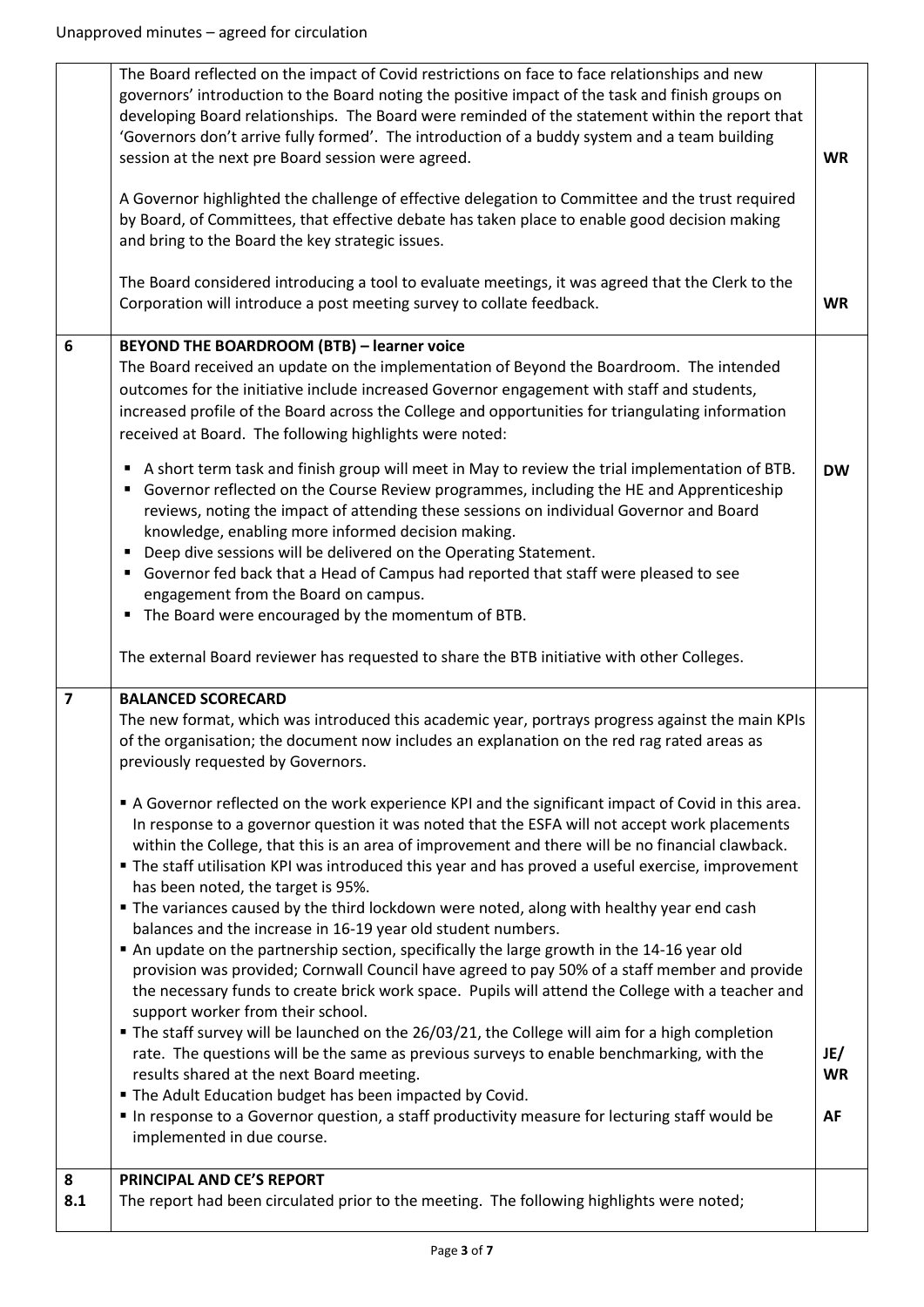Unapproved minutes – agreed for circulation

| | | |
|---|---|---|
| | The Board reflected on the impact of Covid restrictions on face to face relationships and new governors' introduction to the Board noting the positive impact of the task and finish groups on developing Board relationships. The Board were reminded of the statement within the report that 'Governors don't arrive fully formed'. The introduction of a buddy system and a team building session at the next pre Board session were agreed.<br><br>A Governor highlighted the challenge of effective delegation to Committee and the trust required by Board, of Committees, that effective debate has taken place to enable good decision making and bring to the Board the key strategic issues.<br><br>The Board considered introducing a tool to evaluate meetings, it was agreed that the Clerk to the Corporation will introduce a post meeting survey to collate feedback. | **WR**<br><br><br><br><br><br>**WR** |
| **6** | **BEYOND THE BOARDROOM (BTB) – learner voice**<br>The Board received an update on the implementation of Beyond the Boardroom. The intended outcomes for the initiative include increased Governor engagement with staff and students, increased profile of the Board across the College and opportunities for triangulating information received at Board. The following highlights were noted:<br><br>▪ A short term task and finish group will meet in May to review the trial implementation of BTB.<br>▪ Governor reflected on the Course Review programmes, including the HE and Apprenticeship reviews, noting the impact of attending these sessions on individual Governor and Board knowledge, enabling more informed decision making.<br>▪ Deep dive sessions will be delivered on the Operating Statement.<br>▪ Governor fed back that a Head of Campus had reported that staff were pleased to see engagement from the Board on campus.<br>▪ The Board were encouraged by the momentum of BTB.<br><br>The external Board reviewer has requested to share the BTB initiative with other Colleges. | **DW** |
| **7** | **BALANCED SCORECARD**<br>The new format, which was introduced this academic year, portrays progress against the main KPIs of the organisation; the document now includes an explanation on the red rag rated areas as previously requested by Governors.<br><br>▪ A Governor reflected on the work experience KPI and the significant impact of Covid in this area. In response to a governor question it was noted that the ESFA will not accept work placements within the College, that this is an area of improvement and there will be no financial clawback.<br>▪ The staff utilisation KPI was introduced this year and has proved a useful exercise, improvement has been noted, the target is 95%.<br>▪ The variances caused by the third lockdown were noted, along with healthy year end cash balances and the increase in 16-19 year old student numbers.<br>▪ An update on the partnership section, specifically the large growth in the 14-16 year old provision was provided; Cornwall Council have agreed to pay 50% of a staff member and provide the necessary funds to create brick work space. Pupils will attend the College with a teacher and support worker from their school.<br>▪ The staff survey will be launched on the 26/03/21, the College will aim for a high completion rate. The questions will be the same as previous surveys to enable benchmarking, with the results shared at the next Board meeting.<br>▪ The Adult Education budget has been impacted by Covid.<br>▪ In response to a Governor question, a staff productivity measure for lecturing staff would be implemented in due course. | **JE/ WR**<br><br>**AF** |
| **8**<br>**8.1** | **PRINCIPAL AND CE'S REPORT**<br>The report had been circulated prior to the meeting. The following highlights were noted; | |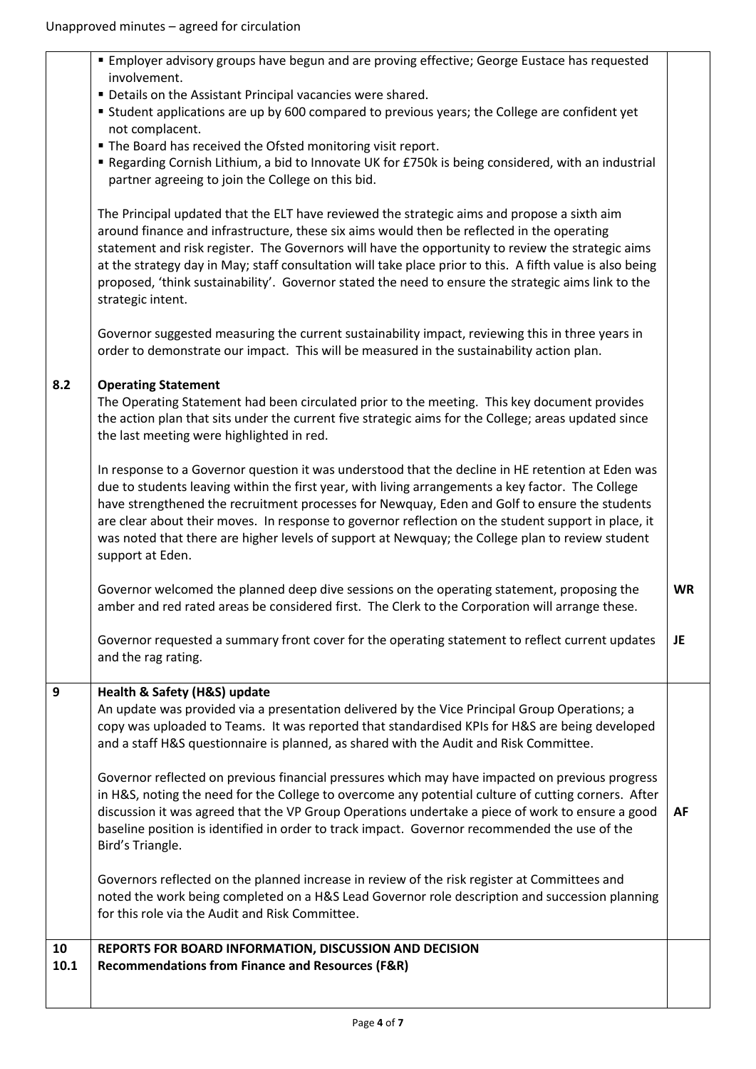Unapproved minutes – agreed for circulation

| | | |
|---|---|---|
| | ▪ Employer advisory groups have begun and are proving effective; George Eustace has requested involvement.<br>▪ Details on the Assistant Principal vacancies were shared.<br>▪ Student applications are up by 600 compared to previous years; the College are confident yet not complacent.<br>▪ The Board has received the Ofsted monitoring visit report.<br>▪ Regarding Cornish Lithium, a bid to Innovate UK for £750k is being considered, with an industrial partner agreeing to join the College on this bid.<br><br>The Principal updated that the ELT have reviewed the strategic aims and propose a sixth aim around finance and infrastructure, these six aims would then be reflected in the operating statement and risk register. The Governors will have the opportunity to review the strategic aims at the strategy day in May; staff consultation will take place prior to this. A fifth value is also being proposed, 'think sustainability'. Governor stated the need to ensure the strategic aims link to the strategic intent.<br><br>Governor suggested measuring the current sustainability impact, reviewing this in three years in order to demonstrate our impact. This will be measured in the sustainability action plan. | |
| **8.2** | **Operating Statement**<br>The Operating Statement had been circulated prior to the meeting. This key document provides the action plan that sits under the current five strategic aims for the College; areas updated since the last meeting were highlighted in red.<br><br>In response to a Governor question it was understood that the decline in HE retention at Eden was due to students leaving within the first year, with living arrangements a key factor. The College have strengthened the recruitment processes for Newquay, Eden and Golf to ensure the students are clear about their moves. In response to governor reflection on the student support in place, it was noted that there are higher levels of support at Newquay; the College plan to review student support at Eden.<br><br>Governor welcomed the planned deep dive sessions on the operating statement, proposing the amber and red rated areas be considered first. The Clerk to the Corporation will arrange these.<br><br>Governor requested a summary front cover for the operating statement to reflect current updates and the rag rating. | **WR**<br><br>**JE** |
| **9** | **Health & Safety (H&S) update**<br>An update was provided via a presentation delivered by the Vice Principal Group Operations; a copy was uploaded to Teams. It was reported that standardised KPIs for H&S are being developed and a staff H&S questionnaire is planned, as shared with the Audit and Risk Committee.<br><br>Governor reflected on previous financial pressures which may have impacted on previous progress in H&S, noting the need for the College to overcome any potential culture of cutting corners. After discussion it was agreed that the VP Group Operations undertake a piece of work to ensure a good baseline position is identified in order to track impact. Governor recommended the use of the Bird's Triangle.<br><br>Governors reflected on the planned increase in review of the risk register at Committees and noted the work being completed on a H&S Lead Governor role description and succession planning for this role via the Audit and Risk Committee. | **AF** |
| **10**<br>**10.1** | **REPORTS FOR BOARD INFORMATION, DISCUSSION AND DECISION**<br>**Recommendations from Finance and Resources (F&R)** | |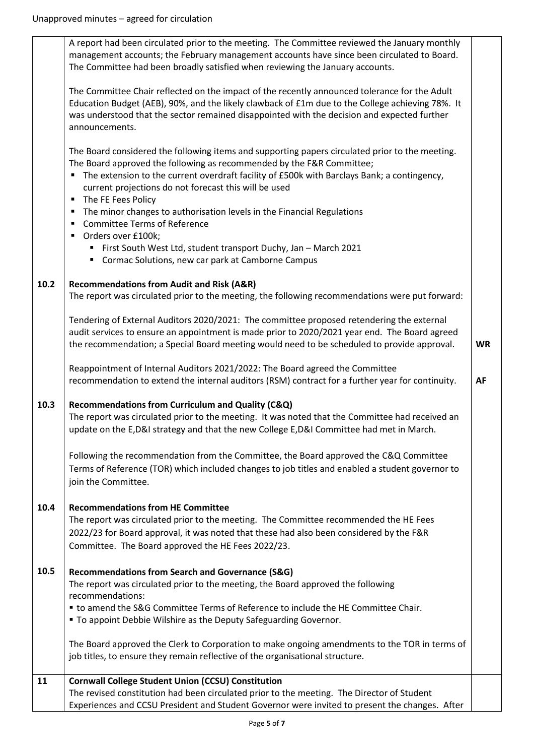Unapproved minutes – agreed for circulation

| | | |
|---|---|---|
| | A report had been circulated prior to the meeting. The Committee reviewed the January monthly management accounts; the February management accounts have since been circulated to Board. The Committee had been broadly satisfied when reviewing the January accounts.<br><br>The Committee Chair reflected on the impact of the recently announced tolerance for the Adult Education Budget (AEB), 90%, and the likely clawback of £1m due to the College achieving 78%. It was understood that the sector remained disappointed with the decision and expected further announcements.<br><br>The Board considered the following items and supporting papers circulated prior to the meeting. The Board approved the following as recommended by the F&R Committee;<br>▪ The extension to the current overdraft facility of £500k with Barclays Bank; a contingency, current projections do not forecast this will be used<br>▪ The FE Fees Policy<br>▪ The minor changes to authorisation levels in the Financial Regulations<br>▪ Committee Terms of Reference<br>▪ Orders over £100k;<br>  ▪ First South West Ltd, student transport Duchy, Jan – March 2021<br>  ▪ Cormac Solutions, new car park at Camborne Campus | |
| **10.2** | **Recommendations from Audit and Risk (A&R)**<br>The report was circulated prior to the meeting, the following recommendations were put forward:<br><br>Tendering of External Auditors 2020/2021: The committee proposed retendering the external audit services to ensure an appointment is made prior to 2020/2021 year end. The Board agreed the recommendation; a Special Board meeting would need to be scheduled to provide approval.<br><br>Reappointment of Internal Auditors 2021/2022: The Board agreed the Committee recommendation to extend the internal auditors (RSM) contract for a further year for continuity. | **WR**<br><br><br>**AF** |
| **10.3** | **Recommendations from Curriculum and Quality (C&Q)**<br>The report was circulated prior to the meeting. It was noted that the Committee had received an update on the E,D&I strategy and that the new College E,D&I Committee had met in March.<br><br>Following the recommendation from the Committee, the Board approved the C&Q Committee Terms of Reference (TOR) which included changes to job titles and enabled a student governor to join the Committee. | |
| **10.4** | **Recommendations from HE Committee**<br>The report was circulated prior to the meeting. The Committee recommended the HE Fees 2022/23 for Board approval, it was noted that these had also been considered by the F&R Committee. The Board approved the HE Fees 2022/23. | |
| **10.5** | **Recommendations from Search and Governance (S&G)**<br>The report was circulated prior to the meeting, the Board approved the following recommendations:<br>▪ to amend the S&G Committee Terms of Reference to include the HE Committee Chair.<br>▪ To appoint Debbie Wilshire as the Deputy Safeguarding Governor.<br><br>The Board approved the Clerk to Corporation to make ongoing amendments to the TOR in terms of job titles, to ensure they remain reflective of the organisational structure. | |
| **11** | **Cornwall College Student Union (CCSU) Constitution**<br>The revised constitution had been circulated prior to the meeting. The Director of Student Experiences and CCSU President and Student Governor were invited to present the changes. After | |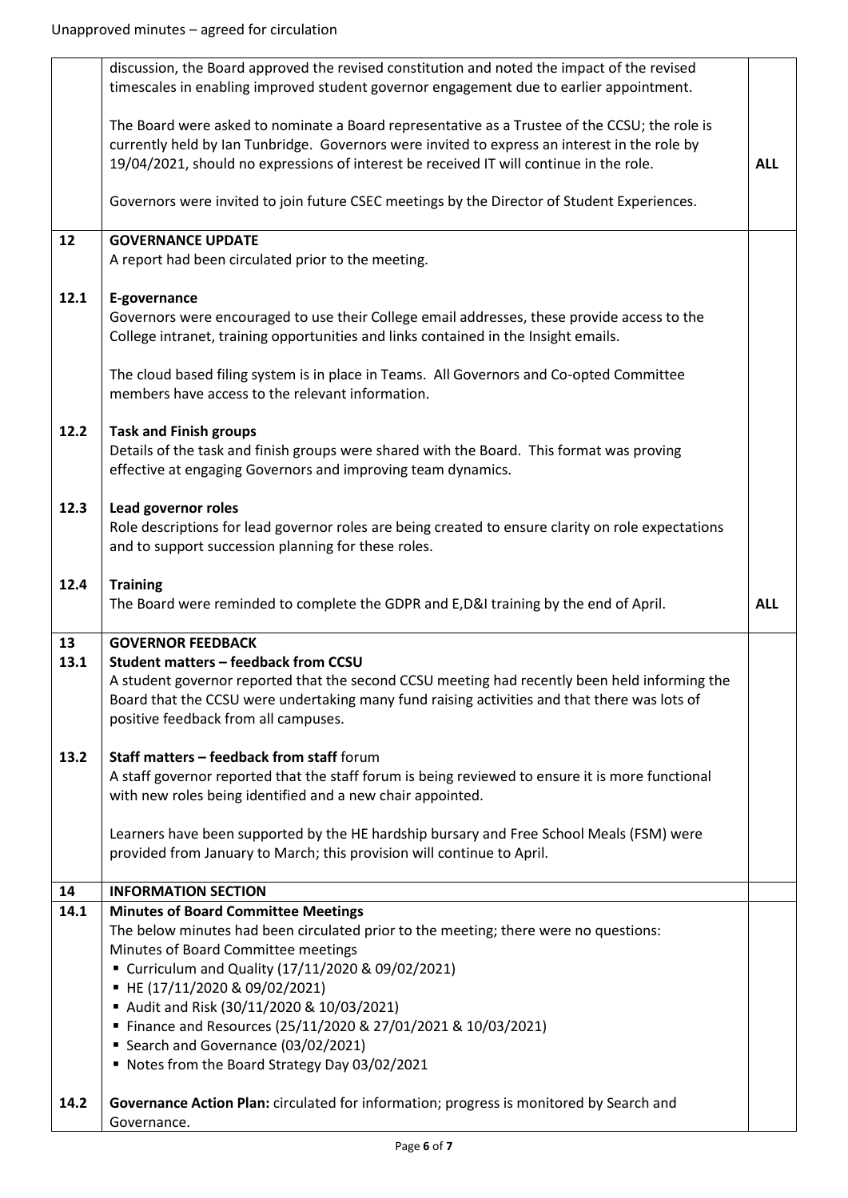Unapproved minutes – agreed for circulation

| | | |
|---|---|---|
| | discussion, the Board approved the revised constitution and noted the impact of the revised timescales in enabling improved student governor engagement due to earlier appointment.<br><br>The Board were asked to nominate a Board representative as a Trustee of the CCSU; the role is currently held by Ian Tunbridge. Governors were invited to express an interest in the role by 19/04/2021, should no expressions of interest be received IT will continue in the role.<br><br>Governors were invited to join future CSEC meetings by the Director of Student Experiences. | **ALL** |
| **12** | **GOVERNANCE UPDATE**<br>A report had been circulated prior to the meeting. | |
| **12.1** | **E-governance**<br>Governors were encouraged to use their College email addresses, these provide access to the College intranet, training opportunities and links contained in the Insight emails.<br><br>The cloud based filing system is in place in Teams. All Governors and Co-opted Committee members have access to the relevant information. | |
| **12.2** | **Task and Finish groups**<br>Details of the task and finish groups were shared with the Board. This format was proving effective at engaging Governors and improving team dynamics. | |
| **12.3** | **Lead governor roles**<br>Role descriptions for lead governor roles are being created to ensure clarity on role expectations and to support succession planning for these roles. | |
| **12.4** | **Training**<br>The Board were reminded to complete the GDPR and E,D&I training by the end of April. | **ALL** |
| **13**<br>**13.1** | **GOVERNOR FEEDBACK**<br>**Student matters – feedback from CCSU**<br>A student governor reported that the second CCSU meeting had recently been held informing the Board that the CCSU were undertaking many fund raising activities and that there was lots of positive feedback from all campuses. | |
| **13.2** | **Staff matters – feedback from staff** forum<br>A staff governor reported that the staff forum is being reviewed to ensure it is more functional with new roles being identified and a new chair appointed.<br><br>Learners have been supported by the HE hardship bursary and Free School Meals (FSM) were provided from January to March; this provision will continue to April. | |
| **14** | **INFORMATION SECTION** | |
| **14.1** | **Minutes of Board Committee Meetings**<br>The below minutes had been circulated prior to the meeting; there were no questions:<br>Minutes of Board Committee meetings<br>▪ Curriculum and Quality (17/11/2020 & 09/02/2021)<br>▪ HE (17/11/2020 & 09/02/2021)<br>▪ Audit and Risk (30/11/2020 & 10/03/2021)<br>▪ Finance and Resources (25/11/2020 & 27/01/2021 & 10/03/2021)<br>▪ Search and Governance (03/02/2021)<br>▪ Notes from the Board Strategy Day 03/02/2021 | |
| **14.2** | **Governance Action Plan:** circulated for information; progress is monitored by Search and Governance. | |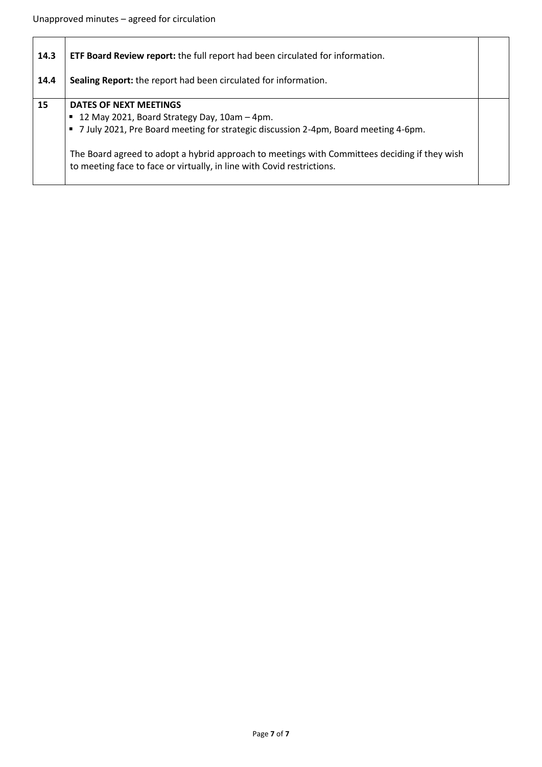| | | |
|---|---|---|
| 14.3 | **ETF Board Review report:** the full report had been circulated for information. | |
| 14.4 | **Sealing Report:** the report had been circulated for information. | |
| 15 | **DATES OF NEXT MEETINGS**<br>▪ 12 May 2021, Board Strategy Day, 10am – 4pm.<br>▪ 7 July 2021, Pre Board meeting for strategic discussion 2-4pm, Board meeting 4-6pm.<br><br>The Board agreed to adopt a hybrid approach to meetings with Committees deciding if they wish to meeting face to face or virtually, in line with Covid restrictions. | |